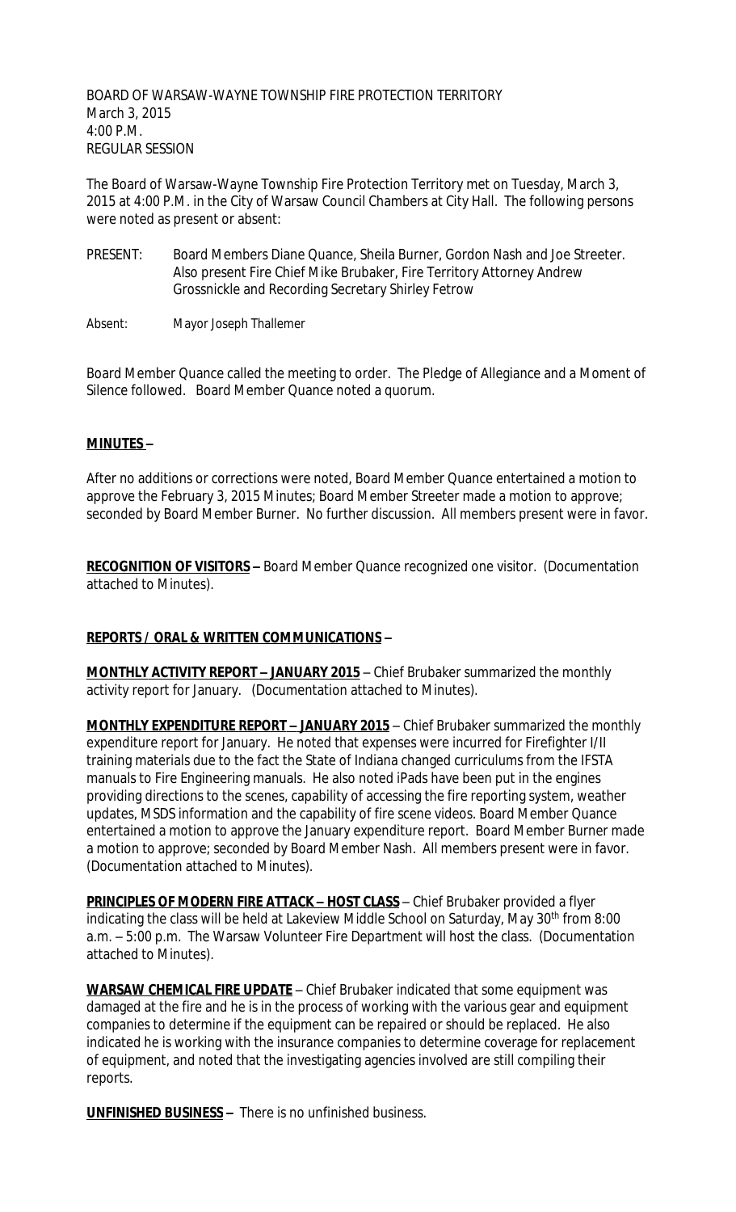BOARD OF WARSAW-WAYNE TOWNSHIP FIRE PROTECTION TERRITORY
March 3, 2015
4:00 P.M.
REGULAR SESSION

The Board of Warsaw-Wayne Township Fire Protection Territory met on Tuesday, March 3, 2015 at 4:00 P.M. in the City of Warsaw Council Chambers at City Hall. The following persons were noted as present or absent:

PRESENT: Board Members Diane Quance, Sheila Burner, Gordon Nash and Joe Streeter. Also present Fire Chief Mike Brubaker, Fire Territory Attorney Andrew Grossnickle and Recording Secretary Shirley Fetrow

Absent: Mayor Joseph Thallemer

Board Member Quance called the meeting to order. The Pledge of Allegiance and a Moment of Silence followed. Board Member Quance noted a quorum.

**MINUTES –**

After no additions or corrections were noted, Board Member Quance entertained a motion to approve the February 3, 2015 Minutes; Board Member Streeter made a motion to approve; seconded by Board Member Burner. No further discussion. All members present were in favor.

**RECOGNITION OF VISITORS –** Board Member Quance recognized one visitor. (Documentation attached to Minutes).

**REPORTS / ORAL & WRITTEN COMMUNICATIONS –**

**MONTHLY ACTIVITY REPORT – JANUARY 2015** – Chief Brubaker summarized the monthly activity report for January. (Documentation attached to Minutes).

**MONTHLY EXPENDITURE REPORT – JANUARY 2015** – Chief Brubaker summarized the monthly expenditure report for January. He noted that expenses were incurred for Firefighter I/II training materials due to the fact the State of Indiana changed curriculums from the IFSTA manuals to Fire Engineering manuals. He also noted iPads have been put in the engines providing directions to the scenes, capability of accessing the fire reporting system, weather updates, MSDS information and the capability of fire scene videos. Board Member Quance entertained a motion to approve the January expenditure report. Board Member Burner made a motion to approve; seconded by Board Member Nash. All members present were in favor. (Documentation attached to Minutes).

**PRINCIPLES OF MODERN FIRE ATTACK – HOST CLASS** – Chief Brubaker provided a flyer indicating the class will be held at Lakeview Middle School on Saturday, May 30th from 8:00 a.m. – 5:00 p.m. The Warsaw Volunteer Fire Department will host the class. (Documentation attached to Minutes).

**WARSAW CHEMICAL FIRE UPDATE** – Chief Brubaker indicated that some equipment was damaged at the fire and he is in the process of working with the various gear and equipment companies to determine if the equipment can be repaired or should be replaced. He also indicated he is working with the insurance companies to determine coverage for replacement of equipment, and noted that the investigating agencies involved are still compiling their reports.

**UNFINISHED BUSINESS –** There is no unfinished business.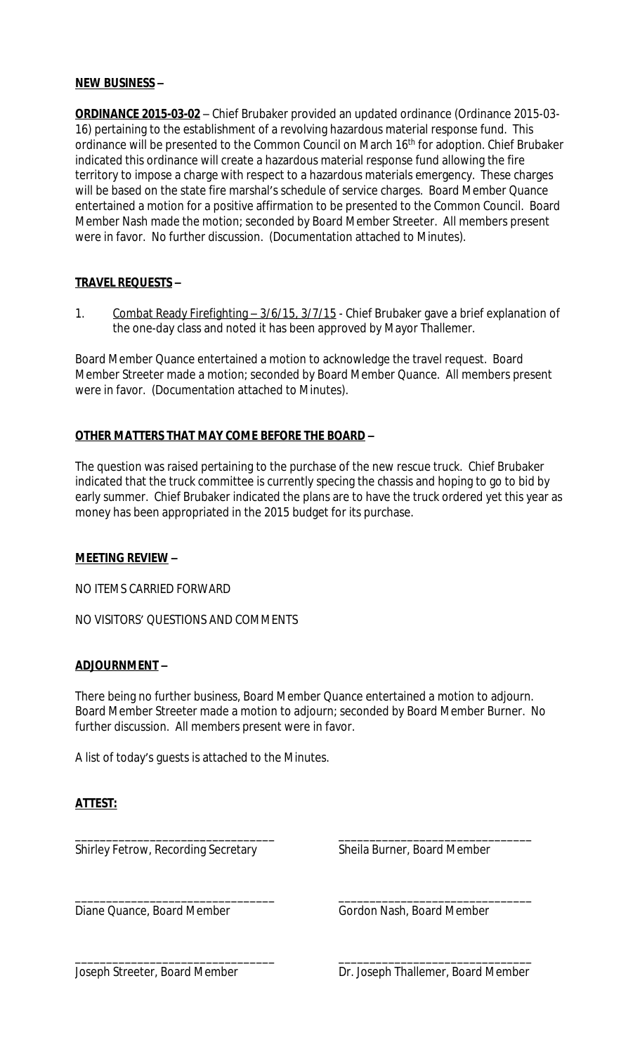**NEW BUSINESS –**

**ORDINANCE 2015-03-02** – Chief Brubaker provided an updated ordinance (Ordinance 2015-03-16) pertaining to the establishment of a revolving hazardous material response fund. This ordinance will be presented to the Common Council on March 16th for adoption. Chief Brubaker indicated this ordinance will create a hazardous material response fund allowing the fire territory to impose a charge with respect to a hazardous materials emergency. These charges will be based on the state fire marshal's schedule of service charges. Board Member Quance entertained a motion for a positive affirmation to be presented to the Common Council. Board Member Nash made the motion; seconded by Board Member Streeter. All members present were in favor. No further discussion. (Documentation attached to Minutes).

**TRAVEL REQUESTS –**

1. Combat Ready Firefighting – 3/6/15, 3/7/15 - Chief Brubaker gave a brief explanation of the one-day class and noted it has been approved by Mayor Thallemer.

Board Member Quance entertained a motion to acknowledge the travel request. Board Member Streeter made a motion; seconded by Board Member Quance. All members present were in favor. (Documentation attached to Minutes).

**OTHER MATTERS THAT MAY COME BEFORE THE BOARD –**

The question was raised pertaining to the purchase of the new rescue truck. Chief Brubaker indicated that the truck committee is currently specing the chassis and hoping to go to bid by early summer. Chief Brubaker indicated the plans are to have the truck ordered yet this year as money has been appropriated in the 2015 budget for its purchase.

**MEETING REVIEW –**

NO ITEMS CARRIED FORWARD

NO VISITORS' QUESTIONS AND COMMENTS

**ADJOURNMENT –**

There being no further business, Board Member Quance entertained a motion to adjourn. Board Member Streeter made a motion to adjourn; seconded by Board Member Burner. No further discussion. All members present were in favor.

A list of today's guests is attached to the Minutes.

**ATTEST:**

| | |
|---|---|
| ______________________________ | ______________________________ |
| Shirley Fetrow, Recording Secretary | Sheila Burner, Board Member |
| ______________________________ | ______________________________ |
| Diane Quance, Board Member | Gordon Nash, Board Member |
| ______________________________ | ______________________________ |
| Joseph Streeter, Board Member | Dr. Joseph Thallemer, Board Member |